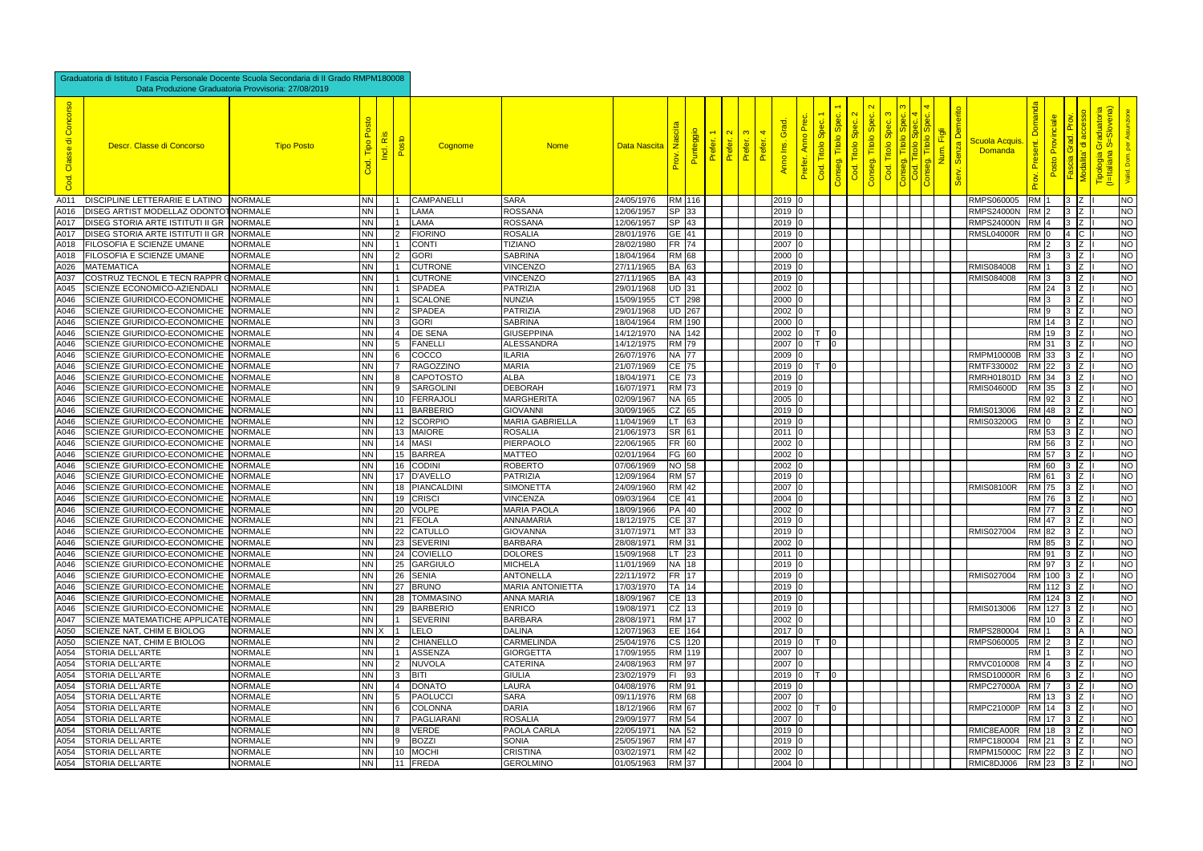Graduatoria di Istituto I Fascia Personale Docente Scuola Secondaria di II Grado RMPM180008
Data Produzione Graduatoria Provvisoria: 27/08/2019

| Cod. Classe di Concorso | Descr. Classe di Concorso | Tipo Posto | Cod. Tipo Posto | Incl. Ris | Posto | Cognome | Nome | Data Nascita | Prov. Nascita | Punteggio | Prefer. 1 | Prefer. 2 | Prefer. 3 | Prefer. 4 | Anno Ins. Grad. | Prefer. Anno Prec. | Cod. Titolo Spec. 1 | Conseg. Titolo Spec. 1 | Cod. Titolo Spec. 2 | Conseg. Titolo Spec. 2 | Cod. Titolo Spec. 3 | Conseg. Titolo Spec. 3 | Cod. Titolo Spec. 4 | Conseg. Titolo Spec. 4 | Num. Figli | Serv. Senza Demerito | Scuola Acquis. Domanda | Prov. Present. Domanda | Posto Provinciale | Fascia Grad. Prov. | Modalita' di accesso | Tipologia Graduatoria (I=Italiana S=Slovena) | Valid. Dom. per Assunzione |
|---|---|---|---|---|---|---|---|---|---|---|---|---|---|---|---|---|---|---|---|---|---|---|---|---|---|---|---|---|---|---|---|---|---|
| A011 | DISCIPLINE LETTERARIE E LATINO | NORMALE | NN | | 1 | CAMPANELLI | SARA | 24/05/1976 | RM | 116 | | | | | 2019 | 0 | | | | | | | | | | | RMPS060005 | RM | 1 | 3 | Z | I | NO |
| A016 | DISEG ARTIST MODELLAZ ODONTOT | NORMALE | NN | | 1 | LAMA | ROSSANA | 12/06/1957 | SP | 33 | | | | | 2019 | 0 | | | | | | | | | | | RMPS24000N | RM | 2 | 3 | Z | I | NO |
| A017 | DISEG STORIA ARTE ISTITUTI II GR | NORMALE | NN | | 1 | LAMA | ROSSANA | 12/06/1957 | SP | 43 | | | | | 2019 | 0 | | | | | | | | | | | RMPS24000N | RM | 4 | 3 | Z | I | NO |
| A017 | DISEG STORIA ARTE ISTITUTI II GR | NORMALE | NN | | 2 | FIORINO | ROSALIA | 28/01/1976 | GE | 41 | | | | | 2019 | 0 | | | | | | | | | | | RMSL04000R | RM | 0 | 4 | C | I | NO |
| A018 | FILOSOFIA E SCIENZE UMANE | NORMALE | NN | | 1 | CONTI | TIZIANO | 28/02/1980 | FR | 74 | | | | | 2007 | 0 | | | | | | | | | | | | RM | 2 | 3 | Z | I | NO |
| A018 | FILOSOFIA E SCIENZE UMANE | NORMALE | NN | | 2 | GORI | SABRINA | 18/04/1964 | RM | 68 | | | | | 2000 | 0 | | | | | | | | | | | | RM | 3 | 3 | Z | I | NO |
| A026 | MATEMATICA | NORMALE | NN | | 1 | CUTRONE | VINCENZO | 27/11/1965 | BA | 63 | | | | | 2019 | 0 | | | | | | | | | | | RMIS084008 | RM | 1 | 3 | Z | I | NO |
| A037 | COSTRUZ TECNOL E TECN RAPPR G | NORMALE | NN | | 1 | CUTRONE | VINCENZO | 27/11/1965 | BA | 43 | | | | | 2019 | 0 | | | | | | | | | | | RMIS084008 | RM | 3 | 3 | Z | I | NO |
| A045 | SCIENZE ECONOMICO-AZIENDALI | NORMALE | NN | | 1 | SPADEA | PATRIZIA | 29/01/1968 | UD | 31 | | | | | 2002 | 0 | | | | | | | | | | | | RM | 24 | 3 | Z | I | NO |
| A046 | SCIENZE GIURIDICO-ECONOMICHE | NORMALE | NN | | 1 | SCALONE | NUNZIA | 15/09/1955 | CT | 298 | | | | | 2000 | 0 | | | | | | | | | | | | RM | 3 | 3 | Z | I | NO |
| A046 | SCIENZE GIURIDICO-ECONOMICHE | NORMALE | NN | | 2 | SPADEA | PATRIZIA | 29/01/1968 | UD | 267 | | | | | 2002 | 0 | | | | | | | | | | | | RM | 9 | 3 | Z | I | NO |
| A046 | SCIENZE GIURIDICO-ECONOMICHE | NORMALE | NN | | 3 | GORI | SABRINA | 18/04/1964 | RM | 190 | | | | | 2000 | 0 | | | | | | | | | | | | RM | 14 | 3 | Z | I | NO |
| A046 | SCIENZE GIURIDICO-ECONOMICHE | NORMALE | NN | | 4 | DE SENA | GIUSEPPINA | 14/12/1970 | NA | 142 | | | | | 2002 | 0 | T | 0 | | | | | | | | | | RM | 19 | 3 | Z | I | NO |
| A046 | SCIENZE GIURIDICO-ECONOMICHE | NORMALE | NN | | 5 | FANELLI | ALESSANDRA | 14/12/1975 | RM | 79 | | | | | 2007 | 0 | T | 0 | | | | | | | | | | RM | 31 | 3 | Z | I | NO |
| A046 | SCIENZE GIURIDICO-ECONOMICHE | NORMALE | NN | | 6 | COCCO | ILARIA | 26/07/1976 | NA | 77 | | | | | 2009 | 0 | | | | | | | | | | | RMPM10000B | RM | 33 | 3 | Z | I | NO |
| A046 | SCIENZE GIURIDICO-ECONOMICHE | NORMALE | NN | | 7 | RAGOZZINO | MARIA | 21/07/1969 | CE | 75 | | | | | 2019 | 0 | T | 0 | | | | | | | | | RMTF330002 | RM | 22 | 3 | Z | I | NO |
| A046 | SCIENZE GIURIDICO-ECONOMICHE | NORMALE | NN | | 8 | CAPOTOSTO | ALBA | 18/04/1971 | CE | 73 | | | | | 2019 | 0 | | | | | | | | | | | RMRH01801D | RM | 34 | 3 | Z | I | NO |
| A046 | SCIENZE GIURIDICO-ECONOMICHE | NORMALE | NN | | 9 | SARGOLINI | DEBORAH | 16/07/1971 | RM | 73 | | | | | 2019 | 0 | | | | | | | | | | | RMIS04600D | RM | 35 | 3 | Z | I | NO |
| A046 | SCIENZE GIURIDICO-ECONOMICHE | NORMALE | NN | | 10 | FERRAJOLI | MARGHERITA | 02/09/1967 | NA | 65 | | | | | 2005 | 0 | | | | | | | | | | | | RM | 92 | 3 | Z | I | NO |
| A046 | SCIENZE GIURIDICO-ECONOMICHE | NORMALE | NN | | 11 | BARBERIO | GIOVANNI | 30/09/1965 | CZ | 65 | | | | | 2019 | 0 | | | | | | | | | | | RMIS013006 | RM | 48 | 3 | Z | I | NO |
| A046 | SCIENZE GIURIDICO-ECONOMICHE | NORMALE | NN | | 12 | SCORPIO | MARIA GABRIELLA | 11/04/1969 | LT | 63 | | | | | 2019 | 0 | | | | | | | | | | | RMIS03200G | RM | 0 | 3 | Z | I | NO |
| A046 | SCIENZE GIURIDICO-ECONOMICHE | NORMALE | NN | | 13 | MAIORE | ROSALIA | 21/06/1973 | SR | 61 | | | | | 2011 | 0 | | | | | | | | | | | | RM | 53 | 3 | Z | I | NO |
| A046 | SCIENZE GIURIDICO-ECONOMICHE | NORMALE | NN | | 14 | MASI | PIERPAOLO | 22/06/1965 | FR | 60 | | | | | 2002 | 0 | | | | | | | | | | | | RM | 56 | 3 | Z | I | NO |
| A046 | SCIENZE GIURIDICO-ECONOMICHE | NORMALE | NN | | 15 | BARREA | MATTEO | 02/01/1964 | FG | 60 | | | | | 2002 | 0 | | | | | | | | | | | | RM | 57 | 3 | Z | I | NO |
| A046 | SCIENZE GIURIDICO-ECONOMICHE | NORMALE | NN | | 16 | CODINI | ROBERTO | 07/06/1969 | NO | 58 | | | | | 2002 | 0 | | | | | | | | | | | | RM | 60 | 3 | Z | I | NO |
| A046 | SCIENZE GIURIDICO-ECONOMICHE | NORMALE | NN | | 17 | D'AVELLO | PATRIZIA | 12/09/1964 | RM | 57 | | | | | 2019 | 0 | | | | | | | | | | | | RM | 61 | 3 | Z | I | NO |
| A046 | SCIENZE GIURIDICO-ECONOMICHE | NORMALE | NN | | 18 | PIANCALDINI | SIMONETTA | 24/09/1960 | RM | 42 | | | | | 2007 | 0 | | | | | | | | | | | RMIS08100R | RM | 75 | 3 | Z | I | NO |
| A046 | SCIENZE GIURIDICO-ECONOMICHE | NORMALE | NN | | 19 | CRISCI | VINCENZA | 09/03/1964 | CE | 41 | | | | | 2004 | 0 | | | | | | | | | | | | RM | 76 | 3 | Z | I | NO |
| A046 | SCIENZE GIURIDICO-ECONOMICHE | NORMALE | NN | | 20 | VOLPE | MARIA PAOLA | 18/09/1966 | PA | 40 | | | | | 2002 | 0 | | | | | | | | | | | | RM | 77 | 3 | Z | I | NO |
| A046 | SCIENZE GIURIDICO-ECONOMICHE | NORMALE | NN | | 21 | FEOLA | ANNAMARIA | 18/12/1975 | CE | 37 | | | | | 2019 | 0 | | | | | | | | | | | | RM | 47 | 3 | Z | I | NO |
| A046 | SCIENZE GIURIDICO-ECONOMICHE | NORMALE | NN | | 22 | CATULLO | GIOVANNA | 31/07/1971 | MT | 33 | | | | | 2019 | 0 | | | | | | | | | | | RMIS027004 | RM | 82 | 3 | Z | I | NO |
| A046 | SCIENZE GIURIDICO-ECONOMICHE | NORMALE | NN | | 23 | SEVERINI | BARBARA | 28/08/1971 | RM | 31 | | | | | 2002 | 0 | | | | | | | | | | | | RM | 85 | 3 | Z | I | NO |
| A046 | SCIENZE GIURIDICO-ECONOMICHE | NORMALE | NN | | 24 | COVIELLO | DOLORES | 15/09/1968 | LT | 23 | | | | | 2011 | 0 | | | | | | | | | | | | RM | 91 | 3 | Z | I | NO |
| A046 | SCIENZE GIURIDICO-ECONOMICHE | NORMALE | NN | | 25 | GARGIULO | MICHELA | 11/01/1969 | NA | 18 | | | | | 2019 | 0 | | | | | | | | | | | | RM | 97 | 3 | Z | I | NO |
| A046 | SCIENZE GIURIDICO-ECONOMICHE | NORMALE | NN | | 26 | SENIA | ANTONELLA | 22/11/1972 | FR | 17 | | | | | 2019 | 0 | | | | | | | | | | | RMIS027004 | RM | 100 | 3 | Z | I | NO |
| A046 | SCIENZE GIURIDICO-ECONOMICHE | NORMALE | NN | | 27 | BRUNO | MARIA ANTONIETTA | 17/03/1970 | TA | 14 | | | | | 2019 | 0 | | | | | | | | | | | | RM | 112 | 3 | Z | I | NO |
| A046 | SCIENZE GIURIDICO-ECONOMICHE | NORMALE | NN | | 28 | TOMMASINO | ANNA MARIA | 18/09/1967 | CE | 13 | | | | | 2019 | 0 | | | | | | | | | | | | RM | 124 | 3 | Z | I | NO |
| A046 | SCIENZE GIURIDICO-ECONOMICHE | NORMALE | NN | | 29 | BARBERIO | ENRICO | 19/08/1971 | CZ | 13 | | | | | 2019 | 0 | | | | | | | | | | | RMIS013006 | RM | 127 | 3 | Z | I | NO |
| A047 | SCIENZE MATEMATICHE APPLICATE | NORMALE | NN | | 1 | SEVERINI | BARBARA | 28/08/1971 | RM | 17 | | | | | 2002 | 0 | | | | | | | | | | | | RM | 10 | 3 | Z | I | NO |
| A050 | SCIENZE NAT, CHIM E BIOLOG | NORMALE | NN | X | 1 | LELO | DALINA | 12/07/1963 | EE | 164 | | | | | 2017 | 0 | | | | | | | | | | | RMPS280004 | RM | 1 | 3 | A | I | NO |
| A050 | SCIENZE NAT, CHIM E BIOLOG | NORMALE | NN | | 2 | CHIANELLO | CARMELINDA | 25/04/1976 | CS | 120 | | | | | 2019 | 0 | T | 0 | | | | | | | | | RMPS060005 | RM | 2 | 3 | Z | I | NO |
| A054 | STORIA DELL'ARTE | NORMALE | NN | | 1 | ASSENZA | GIORGETTA | 17/09/1955 | RM | 119 | | | | | 2007 | 0 | | | | | | | | | | | | RM | 1 | 3 | Z | I | NO |
| A054 | STORIA DELL'ARTE | NORMALE | NN | | 2 | NUVOLA | CATERINA | 24/08/1963 | RM | 97 | | | | | 2007 | 0 | | | | | | | | | | | RMVC010008 | RM | 4 | 3 | Z | I | NO |
| A054 | STORIA DELL'ARTE | NORMALE | NN | | 3 | BITI | GIULIA | 23/02/1979 | FI | 93 | | | | | 2019 | 0 | T | 0 | | | | | | | | | RMSD10000R | RM | 6 | 3 | Z | I | NO |
| A054 | STORIA DELL'ARTE | NORMALE | NN | | 4 | DONATO | LAURA | 04/08/1976 | RM | 91 | | | | | 2019 | 0 | | | | | | | | | | | RMPC27000A | RM | 7 | 3 | Z | I | NO |
| A054 | STORIA DELL'ARTE | NORMALE | NN | | 5 | PAOLUCCI | SARA | 09/11/1976 | RM | 68 | | | | | 2007 | 0 | | | | | | | | | | | | RM | 13 | 3 | Z | I | NO |
| A054 | STORIA DELL'ARTE | NORMALE | NN | | 6 | COLONNA | DARIA | 18/12/1966 | RM | 67 | | | | | 2002 | 0 | T | 0 | | | | | | | | | RMPC21000P | RM | 14 | 3 | Z | I | NO |
| A054 | STORIA DELL'ARTE | NORMALE | NN | | 7 | PAGLIARANI | ROSALIA | 29/09/1977 | RM | 54 | | | | | 2007 | 0 | | | | | | | | | | | | RM | 17 | 3 | Z | I | NO |
| A054 | STORIA DELL'ARTE | NORMALE | NN | | 8 | VERDE | PAOLA CARLA | 22/05/1971 | NA | 52 | | | | | 2019 | 0 | | | | | | | | | | | RMIC8EA00R | RM | 18 | 3 | Z | I | NO |
| A054 | STORIA DELL'ARTE | NORMALE | NN | | 9 | BOZZI | SONIA | 25/05/1967 | RM | 47 | | | | | 2019 | 0 | | | | | | | | | | | RMPC180004 | RM | 21 | 3 | Z | I | NO |
| A054 | STORIA DELL'ARTE | NORMALE | NN | | 10 | MOCHI | CRISTINA | 03/02/1971 | RM | 42 | | | | | 2002 | 0 | | | | | | | | | | | RMPM15000C | RM | 22 | 3 | Z | I | NO |
| A054 | STORIA DELL'ARTE | NORMALE | NN | | 11 | FREDA | GEROLMINO | 01/05/1963 | RM | 37 | | | | | 2004 | 0 | | | | | | | | | | | RMIC8DJ006 | RM | 23 | 3 | Z | I | NO |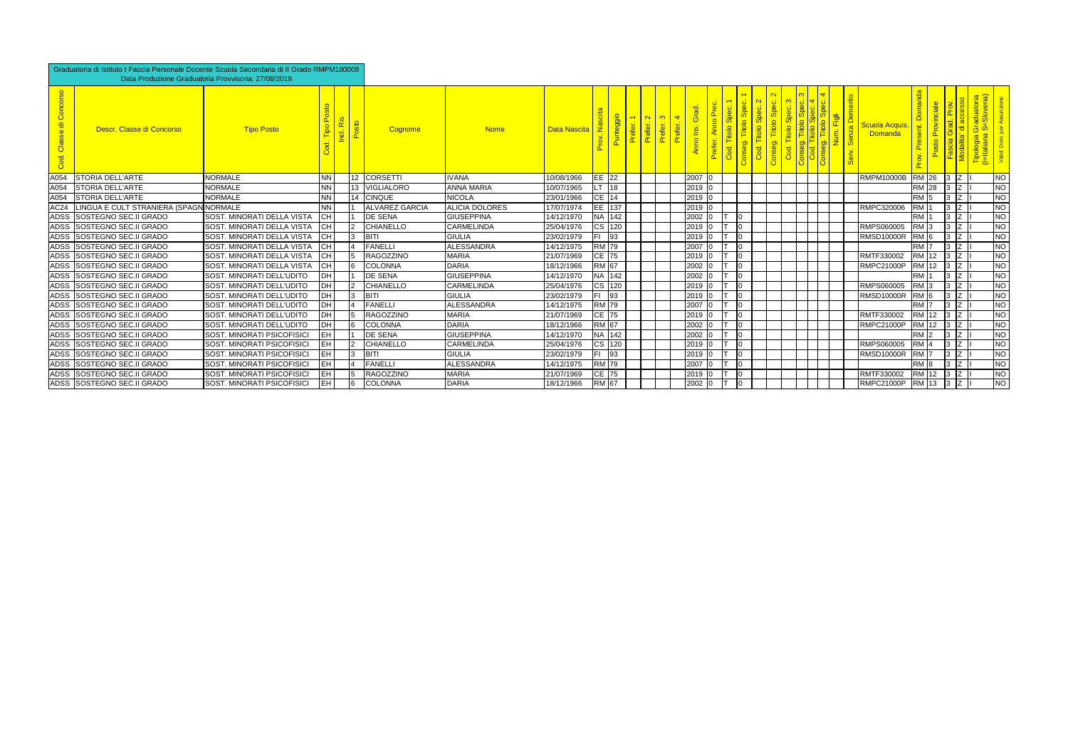Graduatoria di Istituto I Fascia Personale Docente Scuola Secondaria di II Grado RMPM180008
Data Produzione Graduatoria Provvisoria: 27/08/2019

| Cod. Classe di Concorso | Descr. Classe di Concorso | Tipo Posto | Cod. Tipo Posto | Incl. Ris | Posto | Cognome | Nome | Data Nascita | Prov. Nascita | Punteggio | Prefer. 1 | Prefer. 2 | Prefer. 3 | Prefer. 4 | Anno Ins. Grad. | Prefer. Anno Prec. | Cod. Titolo Spec. 1 | Conseg. Titolo Spec. 1 | Cod. Titolo Spec. 2 | Conseg. Titolo Spec. 2 | Cod. Titolo Spec. 3 | Conseg. Titolo Spec. 3 | Cod. Titolo Spec. 4 | Conseg. Titolo Spec. 4 | Num. Figli | Serv. Senza Demerito | Scuola Acquis. Domanda | Prov. Present. Domanda | Posto Provinciale | Fascia Grad. Prov. | Modalita' di accesso | Tipologia Graduatoria (I=Italiana S=Slovena) | Valid. Dom. per Assunzione |
|---|---|---|---|---|---|---|---|---|---|---|---|---|---|---|---|---|---|---|---|---|---|---|---|---|---|---|---|---|---|---|---|---|---|
| A054 | STORIA DELL'ARTE | NORMALE | NN | | 12 | CORSETTI | IVANA | 10/08/1966 | EE | 22 | | | | | 2007 | 0 | | | | | | | | | | | RMPM10000B | RM | 26 | 3 | Z | I | NO |
| A054 | STORIA DELL'ARTE | NORMALE | NN | | 13 | VIGLIALORO | ANNA MARIA | 10/07/1965 | LT | 18 | | | | | 2019 | 0 | | | | | | | | | | | | RM | 28 | 3 | Z | I | NO |
| A054 | STORIA DELL'ARTE | NORMALE | NN | | 14 | CINQUE | NICOLA | 23/01/1966 | CE | 14 | | | | | 2019 | 0 | | | | | | | | | | | | RM | 5 | 3 | Z | I | NO |
| AC24 | LINGUA E CULT STRANIERA (SPAGN | NORMALE | NN | | 1 | ALVAREZ GARCIA | ALICIA DOLORES | 17/07/1974 | EE | 137 | | | | | 2019 | 0 | | | | | | | | | | | RMPC320006 | RM | 1 | 3 | Z | I | NO |
| ADSS | SOSTEGNO SEC.II GRADO | SOST. MINORATI DELLA VISTA | CH | | 1 | DE SENA | GIUSEPPINA | 14/12/1970 | NA | 142 | | | | | 2002 | 0 | T | 0 | | | | | | | | | | RM | 1 | 3 | Z | I | NO |
| ADSS | SOSTEGNO SEC.II GRADO | SOST. MINORATI DELLA VISTA | CH | | 2 | CHIANELLO | CARMELINDA | 25/04/1976 | CS | 120 | | | | | 2019 | 0 | T | 0 | | | | | | | | | RMPS060005 | RM | 3 | 3 | Z | I | NO |
| ADSS | SOSTEGNO SEC.II GRADO | SOST. MINORATI DELLA VISTA | CH | | 3 | BITI | GIULIA | 23/02/1979 | FI | 93 | | | | | 2019 | 0 | T | 0 | | | | | | | | | RMSD10000R | RM | 6 | 3 | Z | I | NO |
| ADSS | SOSTEGNO SEC.II GRADO | SOST. MINORATI DELLA VISTA | CH | | 4 | FANELLI | ALESSANDRA | 14/12/1975 | RM | 79 | | | | | 2007 | 0 | T | 0 | | | | | | | | | | RM | 7 | 3 | Z | I | NO |
| ADSS | SOSTEGNO SEC.II GRADO | SOST. MINORATI DELLA VISTA | CH | | 5 | RAGOZZINO | MARIA | 21/07/1969 | CE | 75 | | | | | 2019 | 0 | T | 0 | | | | | | | | | RMTF330002 | RM | 12 | 3 | Z | I | NO |
| ADSS | SOSTEGNO SEC.II GRADO | SOST. MINORATI DELLA VISTA | CH | | 6 | COLONNA | DARIA | 18/12/1966 | RM | 67 | | | | | 2002 | 0 | T | 0 | | | | | | | | | RMPC21000P | RM | 12 | 3 | Z | I | NO |
| ADSS | SOSTEGNO SEC.II GRADO | SOST. MINORATI DELL'UDITO | DH | | 1 | DE SENA | GIUSEPPINA | 14/12/1970 | NA | 142 | | | | | 2002 | 0 | T | 0 | | | | | | | | | | RM | 1 | 3 | Z | I | NO |
| ADSS | SOSTEGNO SEC.II GRADO | SOST. MINORATI DELL'UDITO | DH | | 2 | CHIANELLO | CARMELINDA | 25/04/1976 | CS | 120 | | | | | 2019 | 0 | T | 0 | | | | | | | | | RMPS060005 | RM | 3 | 3 | Z | I | NO |
| ADSS | SOSTEGNO SEC.II GRADO | SOST. MINORATI DELL'UDITO | DH | | 3 | BITI | GIULIA | 23/02/1979 | FI | 93 | | | | | 2019 | 0 | T | 0 | | | | | | | | | RMSD10000R | RM | 6 | 3 | Z | I | NO |
| ADSS | SOSTEGNO SEC.II GRADO | SOST. MINORATI DELL'UDITO | DH | | 4 | FANELLI | ALESSANDRA | 14/12/1975 | RM | 79 | | | | | 2007 | 0 | T | 0 | | | | | | | | | | RM | 7 | 3 | Z | I | NO |
| ADSS | SOSTEGNO SEC.II GRADO | SOST. MINORATI DELL'UDITO | DH | | 5 | RAGOZZINO | MARIA | 21/07/1969 | CE | 75 | | | | | 2019 | 0 | T | 0 | | | | | | | | | RMTF330002 | RM | 12 | 3 | Z | I | NO |
| ADSS | SOSTEGNO SEC.II GRADO | SOST. MINORATI DELL'UDITO | DH | | 6 | COLONNA | DARIA | 18/12/1966 | RM | 67 | | | | | 2002 | 0 | T | 0 | | | | | | | | | RMPC21000P | RM | 12 | 3 | Z | I | NO |
| ADSS | SOSTEGNO SEC.II GRADO | SOST. MINORATI PSICOFISICI | EH | | 1 | DE SENA | GIUSEPPINA | 14/12/1970 | NA | 142 | | | | | 2002 | 0 | T | 0 | | | | | | | | | | RM | 2 | 3 | Z | I | NO |
| ADSS | SOSTEGNO SEC.II GRADO | SOST. MINORATI PSICOFISICI | EH | | 2 | CHIANELLO | CARMELINDA | 25/04/1976 | CS | 120 | | | | | 2019 | 0 | T | 0 | | | | | | | | | RMPS060005 | RM | 4 | 3 | Z | I | NO |
| ADSS | SOSTEGNO SEC.II GRADO | SOST. MINORATI PSICOFISICI | EH | | 3 | BITI | GIULIA | 23/02/1979 | FI | 93 | | | | | 2019 | 0 | T | 0 | | | | | | | | | RMSD10000R | RM | 7 | 3 | Z | I | NO |
| ADSS | SOSTEGNO SEC.II GRADO | SOST. MINORATI PSICOFISICI | EH | | 4 | FANELLI | ALESSANDRA | 14/12/1975 | RM | 79 | | | | | 2007 | 0 | T | 0 | | | | | | | | | | RM | 8 | 3 | Z | I | NO |
| ADSS | SOSTEGNO SEC.II GRADO | SOST. MINORATI PSICOFISICI | EH | | 5 | RAGOZZINO | MARIA | 21/07/1969 | CE | 75 | | | | | 2019 | 0 | T | 0 | | | | | | | | | RMTF330002 | RM | 12 | 3 | Z | I | NO |
| ADSS | SOSTEGNO SEC.II GRADO | SOST. MINORATI PSICOFISICI | EH | | 6 | COLONNA | DARIA | 18/12/1966 | RM | 67 | | | | | 2002 | 0 | T | 0 | | | | | | | | | RMPC21000P | RM | 13 | 3 | Z | I | NO |